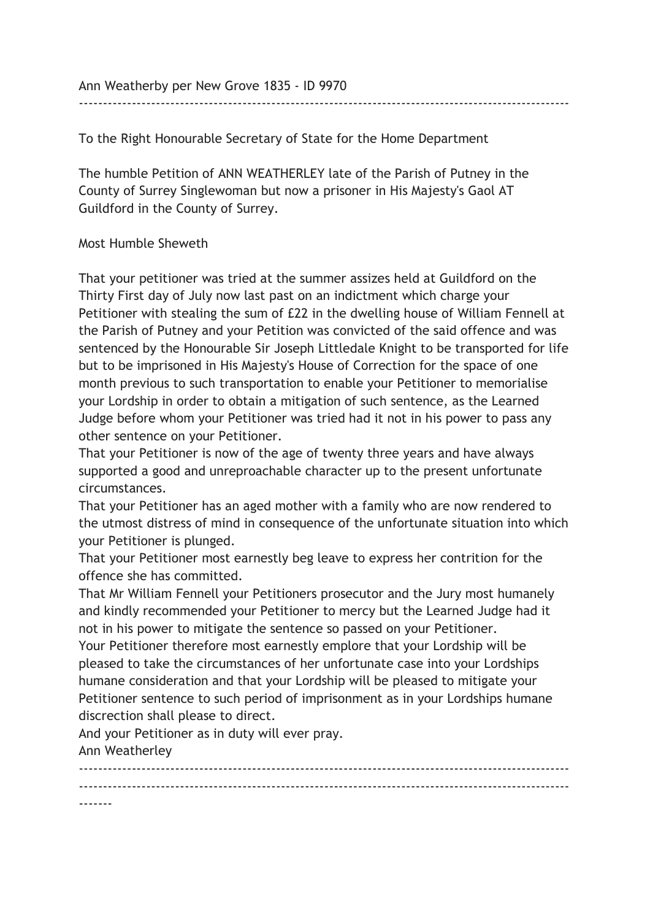Ann Weatherby per New Grove 1835 - ID 9970

---

To the Right Honourable Secretary of State for the Home Department

The humble Petition of ANN WEATHERLEY late of the Parish of Putney in the County of Surrey Singlewoman but now a prisoner in His Majesty's Gaol AT Guildford in the County of Surrey.

Most Humble Sheweth

That your petitioner was tried at the summer assizes held at Guildford on the Thirty First day of July now last past on an indictment which charge your Petitioner with stealing the sum of £22 in the dwelling house of William Fennell at the Parish of Putney and your Petition was convicted of the said offence and was sentenced by the Honourable Sir Joseph Littledale Knight to be transported for life but to be imprisoned in His Majesty's House of Correction for the space of one month previous to such transportation to enable your Petitioner to memorialise your Lordship in order to obtain a mitigation of such sentence, as the Learned Judge before whom your Petitioner was tried had it not in his power to pass any other sentence on your Petitioner.
That your Petitioner is now of the age of twenty three years and have always supported a good and unreproachable character up to the present unfortunate circumstances.
That your Petitioner has an aged mother with a family who are now rendered to the utmost distress of mind in consequence of the unfortunate situation into which your Petitioner is plunged.
That your Petitioner most earnestly beg leave to express her contrition for the offence she has committed.
That Mr William Fennell your Petitioners prosecutor and the Jury most humanely and kindly recommended your Petitioner to mercy but the Learned Judge had it not in his power to mitigate the sentence so passed on your Petitioner.
Your Petitioner therefore most earnestly emplore that your Lordship will be pleased to take the circumstances of her unfortunate case into your Lordships humane consideration and that your Lordship will be pleased to mitigate your Petitioner sentence to such period of imprisonment as in your Lordships humane discrection shall please to direct.
And your Petitioner as in duty will ever pray.
Ann Weatherley

---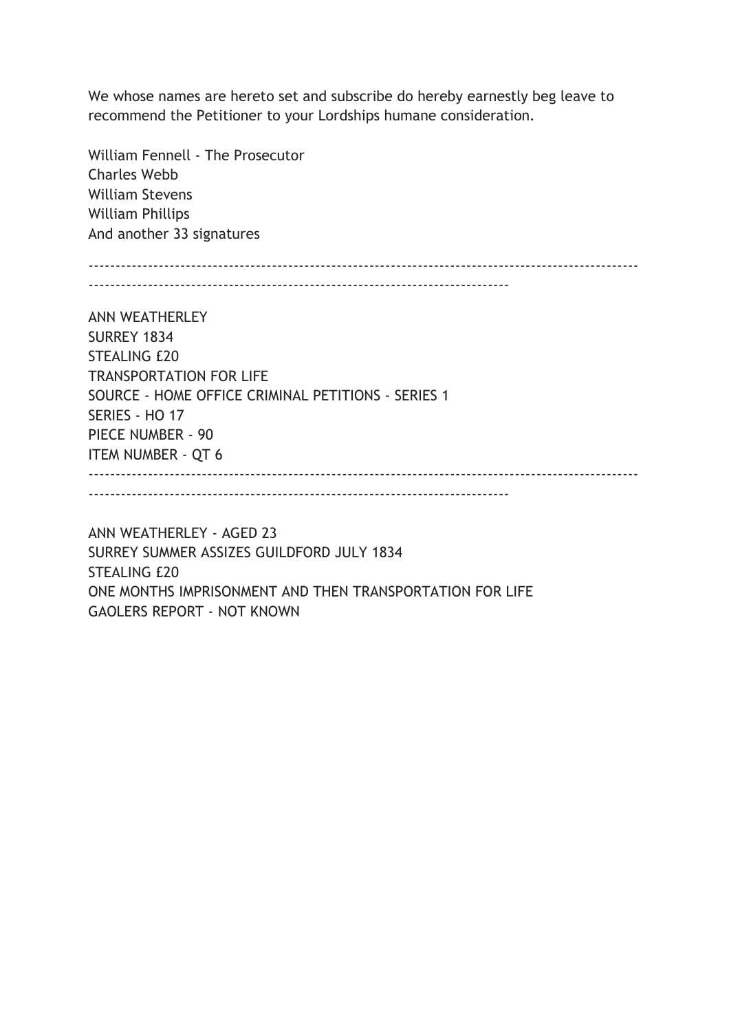We whose names are hereto set and subscribe do hereby earnestly beg leave to recommend the Petitioner to your Lordships humane consideration.

William Fennell - The Prosecutor
Charles Webb
William Stevens
William Phillips
And another 33 signatures

---

ANN WEATHERLEY
SURREY 1834
STEALING £20
TRANSPORTATION FOR LIFE
SOURCE - HOME OFFICE CRIMINAL PETITIONS - SERIES 1
SERIES - HO 17
PIECE NUMBER - 90
ITEM NUMBER - QT 6

---

ANN WEATHERLEY - AGED 23
SURREY SUMMER ASSIZES GUILDFORD JULY 1834
STEALING £20
ONE MONTHS IMPRISONMENT AND THEN TRANSPORTATION FOR LIFE
GAOLERS REPORT - NOT KNOWN